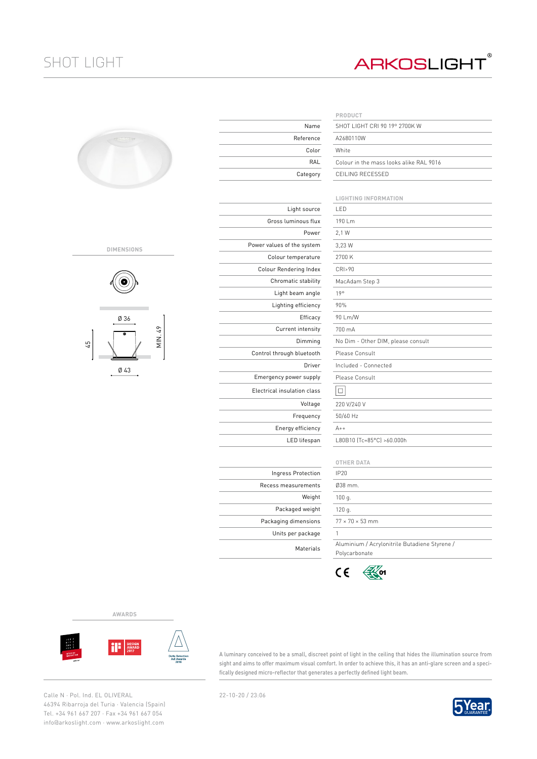# SHOT LIGHT

ARKOSLIGHT®

## PRODUCT

| | |
|---|---|
| Name | SHOT LIGHT CRI 90 19º 2700K W |
| Reference | A2680110W |
| Color | White |
| RAL | Colour in the mass looks alike RAL 9016 |
| Category | CEILING RECESSED |

## DIMENSIONS

Ø 36

45

MIN. 49

Ø 43

## LIGHTING INFORMATION

| | |
|---|---|
| Light source | LED |
| Gross luminous flux | 190 Lm |
| Power | 2,1 W |
| Power values of the system | 3,23 W |
| Colour temperature | 2700 K |
| Colour Rendering Index | CRI>90 |
| Chromatic stability | MacAdam Step 3 |
| Light beam angle | 19º |
| Lighting efficiency | 90% |
| Efficacy | 90 Lm/W |
| Current intensity | 700 mA |
| Dimming | No Dim - Other DIM, please consult |
| Control through bluetooth | Please Consult |
| Driver | Included - Connected |
| Emergency power supply | Please Consult |
| Electrical insulation class | □ |
| Voltage | 220 V/240 V |
| Frequency | 50/60 Hz |
| Energy efficiency | A++ |
| LED lifespan | L80B10 (Tc=85°C) >60.000h |

## OTHER DATA

| | |
|---|---|
| Ingress Protection | IP20 |
| Recess measurements | Ø38 mm. |
| Weight | 100 g. |
| Packaged weight | 120 g. |
| Packaging dimensions | 77 × 70 × 53 mm |
| Units per package | 1 |
| Materials | Aluminium / Acrylonitrile Butadiene Styrene / Polycarbonate |

CE

## AWARDS

A luminary conceived to be a small, discreet point of light in the ceiling that hides the illumination source from sight and aims to offer maximum visual comfort. In order to achieve this, it has an anti-glare screen and a specifically designed micro-reflector that generates a perfectly defined light beam.

Calle N · Pol. Ind. EL OLIVERAL
46394 Ribarroja del Turia · Valencia (Spain)
Tel. +34 961 667 207 · Fax +34 961 667 054
info@arkoslight.com · www.arkoslight.com

22-10-20 / 23:06

5 Year GUARANTEE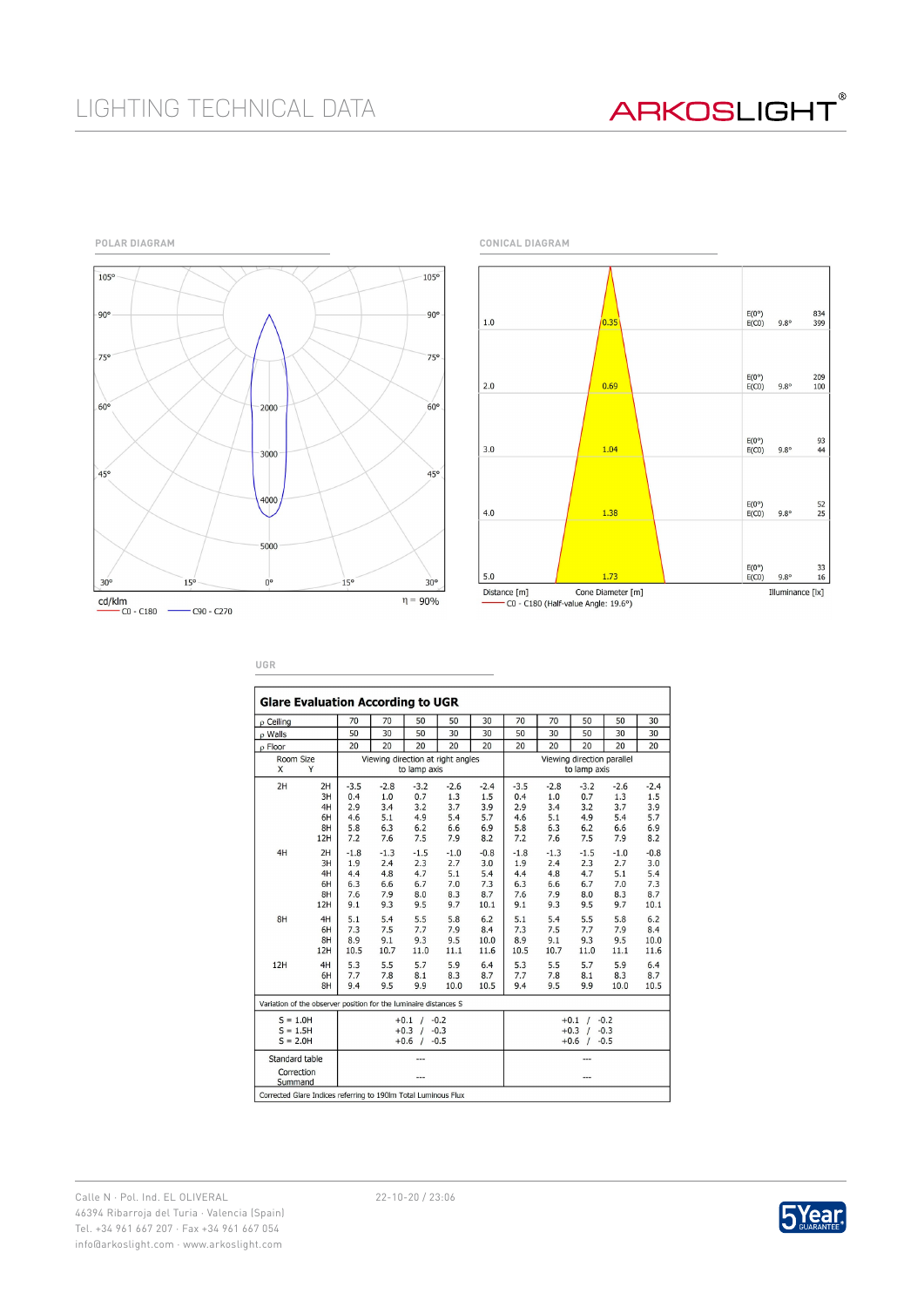# LIGHTING TECHNICAL DATA

ARKOSLIGHT®

## POLAR DIAGRAM

105° 105°
90° 90°
75° 75°
60° 60°
45° 45°
2000
3000
4000
5000
30° 15° 0° 15° 30°
cd/klm
η = 90%
C0 - C180 C90 - C270

## CONICAL DIAGRAM

1.0 0.35 E(0°) E(C0) 9.8° 834 399
2.0 0.69 E(0°) E(C0) 9.8° 209 100
3.0 1.04 E(0°) E(C0) 9.8° 93 44
4.0 1.38 E(0°) E(C0) 9.8° 52 25
5.0 1.73 E(0°) E(C0) 9.8° 33 16
Distance [m] Cone Diameter [m] Illuminance [lx]
C0 - C180 (Half-value Angle: 19.6°)

## UGR

**Glare Evaluation According to UGR**

| ρ Ceiling | | 70 | 70 | 50 | 50 | 30 | 70 | 70 | 50 | 50 | 30 |
|---|---|---|---|---|---|---|---|---|---|---|---|
| ρ Walls | | 50 | 30 | 50 | 30 | 30 | 50 | 30 | 50 | 30 | 30 |
| ρ Floor | | 20 | 20 | 20 | 20 | 20 | 20 | 20 | 20 | 20 | 20 |
| Room Size X | Y | Viewing direction at right angles to lamp axis | | | | | Viewing direction parallel to lamp axis | | | | |
| 2H | 2H | -3.5 | -2.8 | -3.2 | -2.6 | -2.4 | -3.5 | -2.8 | -3.2 | -2.6 | -2.4 |
| | 3H | 0.4 | 1.0 | 0.7 | 1.3 | 1.5 | 0.4 | 1.0 | 0.7 | 1.3 | 1.5 |
| | 4H | 2.9 | 3.4 | 3.2 | 3.7 | 3.9 | 2.9 | 3.4 | 3.2 | 3.7 | 3.9 |
| | 6H | 4.6 | 5.1 | 4.9 | 5.4 | 5.7 | 4.6 | 5.1 | 4.9 | 5.4 | 5.7 |
| | 8H | 5.8 | 6.3 | 6.2 | 6.6 | 6.9 | 5.8 | 6.3 | 6.2 | 6.6 | 6.9 |
| | 12H | 7.2 | 7.6 | 7.5 | 7.9 | 8.2 | 7.2 | 7.6 | 7.5 | 7.9 | 8.2 |
| 4H | 2H | -1.8 | -1.3 | -1.5 | -1.0 | -0.8 | -1.8 | -1.3 | -1.5 | -1.0 | -0.8 |
| | 3H | 1.9 | 2.4 | 2.3 | 2.7 | 3.0 | 1.9 | 2.4 | 2.3 | 2.7 | 3.0 |
| | 4H | 4.4 | 4.8 | 4.7 | 5.1 | 5.4 | 4.4 | 4.8 | 4.7 | 5.1 | 5.4 |
| | 6H | 6.3 | 6.6 | 6.7 | 7.0 | 7.3 | 6.3 | 6.6 | 6.7 | 7.0 | 7.3 |
| | 8H | 7.6 | 7.9 | 8.0 | 8.3 | 8.7 | 7.6 | 7.9 | 8.0 | 8.3 | 8.7 |
| | 12H | 9.1 | 9.3 | 9.5 | 9.7 | 10.1 | 9.1 | 9.3 | 9.5 | 9.7 | 10.1 |
| 8H | 4H | 5.1 | 5.4 | 5.5 | 5.8 | 6.2 | 5.1 | 5.4 | 5.5 | 5.8 | 6.2 |
| | 6H | 7.3 | 7.5 | 7.7 | 7.9 | 8.4 | 7.3 | 7.5 | 7.7 | 7.9 | 8.4 |
| | 8H | 8.9 | 9.1 | 9.3 | 9.5 | 10.0 | 8.9 | 9.1 | 9.3 | 9.5 | 10.0 |
| | 12H | 10.5 | 10.7 | 11.0 | 11.1 | 11.6 | 10.5 | 10.7 | 11.0 | 11.1 | 11.6 |
| 12H | 4H | 5.3 | 5.5 | 5.7 | 5.9 | 6.4 | 5.3 | 5.5 | 5.7 | 5.9 | 6.4 |
| | 6H | 7.7 | 7.8 | 8.1 | 8.3 | 8.7 | 7.7 | 7.8 | 8.1 | 8.3 | 8.7 |
| | 8H | 9.4 | 9.5 | 9.9 | 10.0 | 10.5 | 9.4 | 9.5 | 9.9 | 10.0 | 10.5 |
| Variation of the observer position for the luminaire distances S | | | | | | | | | | | |
| S = 1.0H | | +0.1 / -0.2 | | | | | +0.1 / -0.2 | | | | |
| S = 1.5H | | +0.3 / -0.3 | | | | | +0.3 / -0.3 | | | | |
| S = 2.0H | | +0.6 / -0.5 | | | | | +0.6 / -0.5 | | | | |
| Standard table | | --- | | | | | --- | | | | |
| Correction Summand | | --- | | | | | --- | | | | |
| Corrected Glare Indices referring to 190lm Total Luminous Flux | | | | | | | | | | | |

Calle N · Pol. Ind. EL OLIVERAL
46394 Ribarroja del Turia · Valencia (Spain)
Tel. +34 961 667 207 · Fax +34 961 667 054
info@arkoslight.com · www.arkoslight.com

22-10-20 / 23:06

5Year GUARANTEE